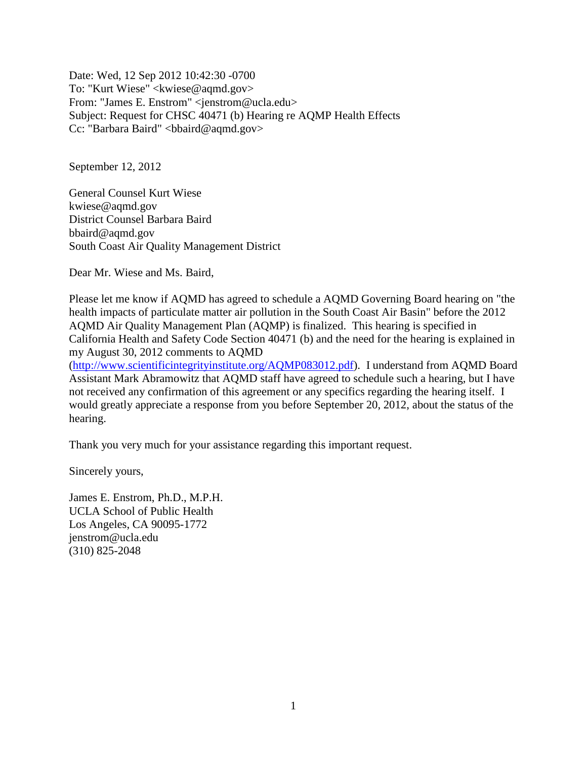Date: Wed, 12 Sep 2012 10:42:30 -0700
To: "Kurt Wiese" <kwiese@aqmd.gov>
From: "James E. Enstrom" <jenstrom@ucla.edu>
Subject: Request for CHSC 40471 (b) Hearing re AQMP Health Effects
Cc: "Barbara Baird" <bbaird@aqmd.gov>

September 12, 2012

General Counsel Kurt Wiese
kwiese@aqmd.gov
District Counsel Barbara Baird
bbaird@aqmd.gov
South Coast Air Quality Management District

Dear Mr. Wiese and Ms. Baird,

Please let me know if AQMD has agreed to schedule a AQMD Governing Board hearing on "the health impacts of particulate matter air pollution in the South Coast Air Basin" before the 2012 AQMD Air Quality Management Plan (AQMP) is finalized. This hearing is specified in California Health and Safety Code Section 40471 (b) and the need for the hearing is explained in my August 30, 2012 comments to AQMD (http://www.scientificintegrityinstitute.org/AQMP083012.pdf). I understand from AQMD Board Assistant Mark Abramowitz that AQMD staff have agreed to schedule such a hearing, but I have not received any confirmation of this agreement or any specifics regarding the hearing itself. I would greatly appreciate a response from you before September 20, 2012, about the status of the hearing.

Thank you very much for your assistance regarding this important request.

Sincerely yours,

James E. Enstrom, Ph.D., M.P.H.
UCLA School of Public Health
Los Angeles, CA 90095-1772
jenstrom@ucla.edu
(310) 825-2048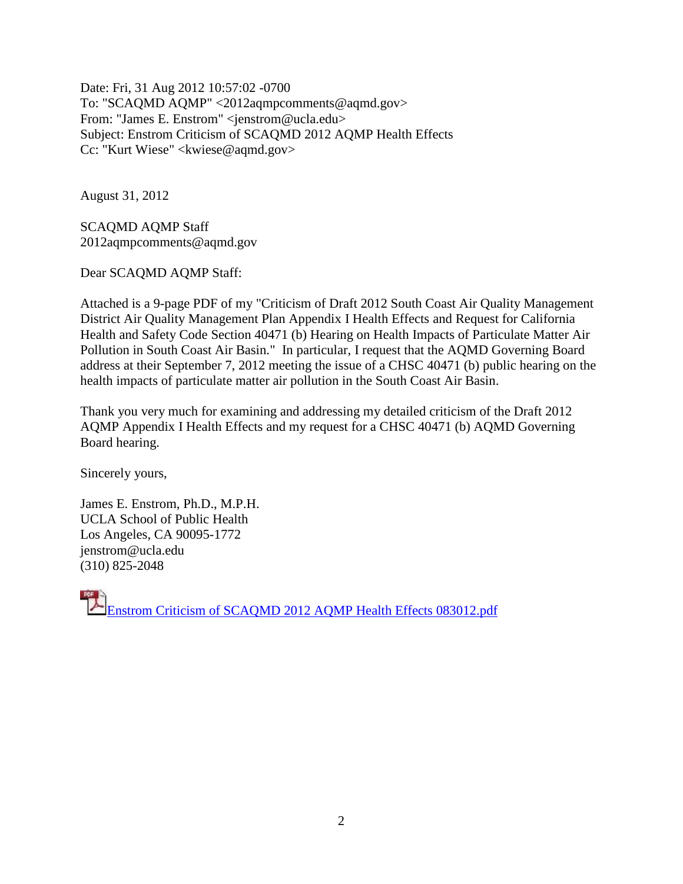Date: Fri, 31 Aug 2012 10:57:02 -0700
To: "SCAQMD AQMP" <2012aqmpcomments@aqmd.gov>
From: "James E. Enstrom" <jenstrom@ucla.edu>
Subject: Enstrom Criticism of SCAQMD 2012 AQMP Health Effects
Cc: "Kurt Wiese" <kwiese@aqmd.gov>

August 31, 2012

SCAQMD AQMP Staff
2012aqmpcomments@aqmd.gov

Dear SCAQMD AQMP Staff:

Attached is a 9-page PDF of my "Criticism of Draft 2012 South Coast Air Quality Management District Air Quality Management Plan Appendix I Health Effects and Request for California Health and Safety Code Section 40471 (b) Hearing on Health Impacts of Particulate Matter Air Pollution in South Coast Air Basin." In particular, I request that the AQMD Governing Board address at their September 7, 2012 meeting the issue of a CHSC 40471 (b) public hearing on the health impacts of particulate matter air pollution in the South Coast Air Basin.

Thank you very much for examining and addressing my detailed criticism of the Draft 2012 AQMP Appendix I Health Effects and my request for a CHSC 40471 (b) AQMD Governing Board hearing.

Sincerely yours,

James E. Enstrom, Ph.D., M.P.H.
UCLA School of Public Health
Los Angeles, CA 90095-1772
jenstrom@ucla.edu
(310) 825-2048

Enstrom Criticism of SCAQMD 2012 AQMP Health Effects 083012.pdf